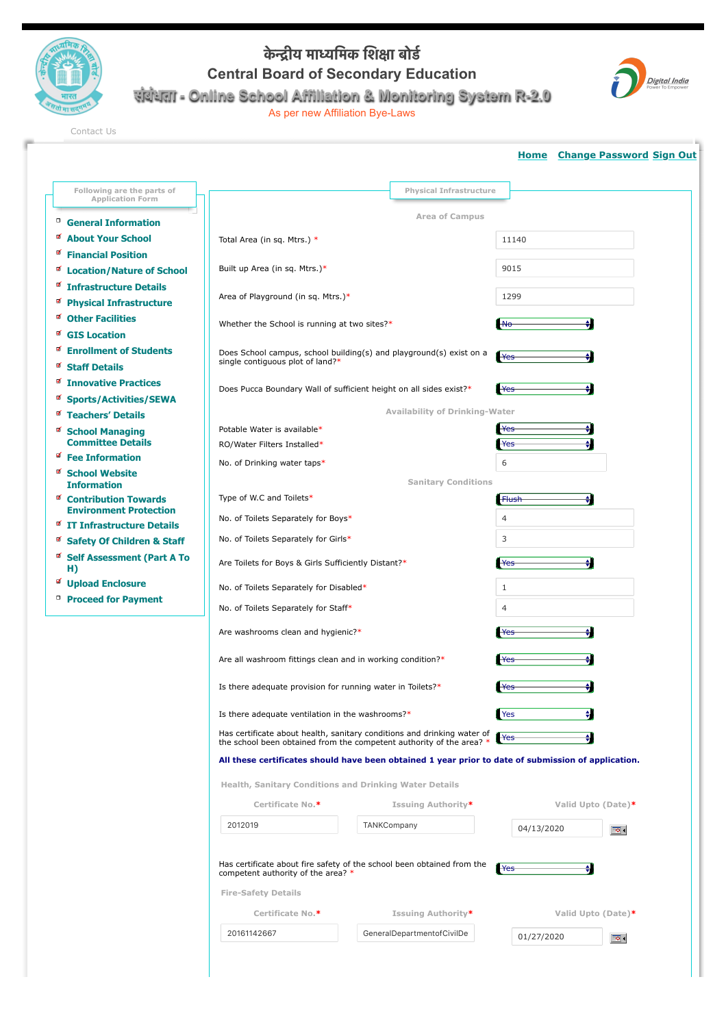# केन्द्रीय माध्यमिक शिक्षा बोर्ड

# Central Board of Secondary Education

## संबंधता - Online School Affiliation & Monitoring System R-2.0

As per new Affiliation Bye-Laws

Contact Us

**Home** **Change Password** **Sign Out**

**Following are the parts of Application Form**

- General Information
- About Your School
- Financial Position
- Location/Nature of School
- Infrastructure Details
- Physical Infrastructure
- Other Facilities
- GIS Location
- Enrollment of Students
- Staff Details
- Innovative Practices
- Sports/Activities/SEWA
- Teachers' Details
- School Managing Committee Details
- Fee Information
- School Website Information
- Contribution Towards Environment Protection
- IT Infrastructure Details
- Safety Of Children & Staff
- Self Assessment (Part A To H)
- Upload Enclosure
- Proceed for Payment

## Physical Infrastructure

### Area of Campus

| | |
|---|---|
| Total Area (in sq. Mtrs.) * | 11140 |
| Built up Area (in sq. Mtrs.)* | 9015 |
| Area of Playground (in sq. Mtrs.)* | 1299 |
| Whether the School is running at two sites?* | No |
| Does School campus, school building(s) and playground(s) exist on a single contiguous plot of land?* | Yes |
| Does Pucca Boundary Wall of sufficient height on all sides exist?* | Yes |

### Availability of Drinking-Water

| | |
|---|---|
| Potable Water is available* | Yes |
| RO/Water Filters Installed* | Yes |
| No. of Drinking water taps* | 6 |

### Sanitary Conditions

| | |
|---|---|
| Type of W.C and Toilets* | Flush |
| No. of Toilets Separately for Boys* | 4 |
| No. of Toilets Separately for Girls* | 3 |
| Are Toilets for Boys & Girls Sufficiently Distant?* | Yes |
| No. of Toilets Separately for Disabled* | 1 |
| No. of Toilets Separately for Staff* | 4 |
| Are washrooms clean and hygienic?* | Yes |
| Are all washroom fittings clean and in working condition?* | Yes |
| Is there adequate provision for running water in Toilets?* | Yes |
| Is there adequate ventilation in the washrooms?* | Yes |
| Has certificate about health, sanitary conditions and drinking water of the school been obtained from the competent authority of the area? * | Yes |

**All these certificates should have been obtained 1 year prior to date of submission of application.**

### Health, Sanitary Conditions and Drinking Water Details

| Certificate No.* | Issuing Authority* | Valid Upto (Date)* |
|---|---|---|
| 2012019 | TANKCompany | 04/13/2020 |

Has certificate about fire safety of the school been obtained from the competent authority of the area? * — Yes

### Fire-Safety Details

| Certificate No.* | Issuing Authority* | Valid Upto (Date)* |
|---|---|---|
| 20161142667 | GeneralDepartmentofCivilDe | 01/27/2020 |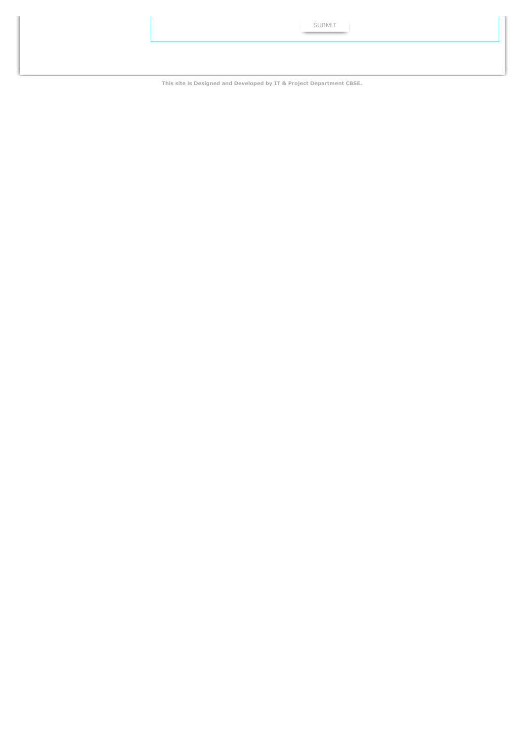SUBMIT

This site is Designed and Developed by IT & Project Department CBSE.